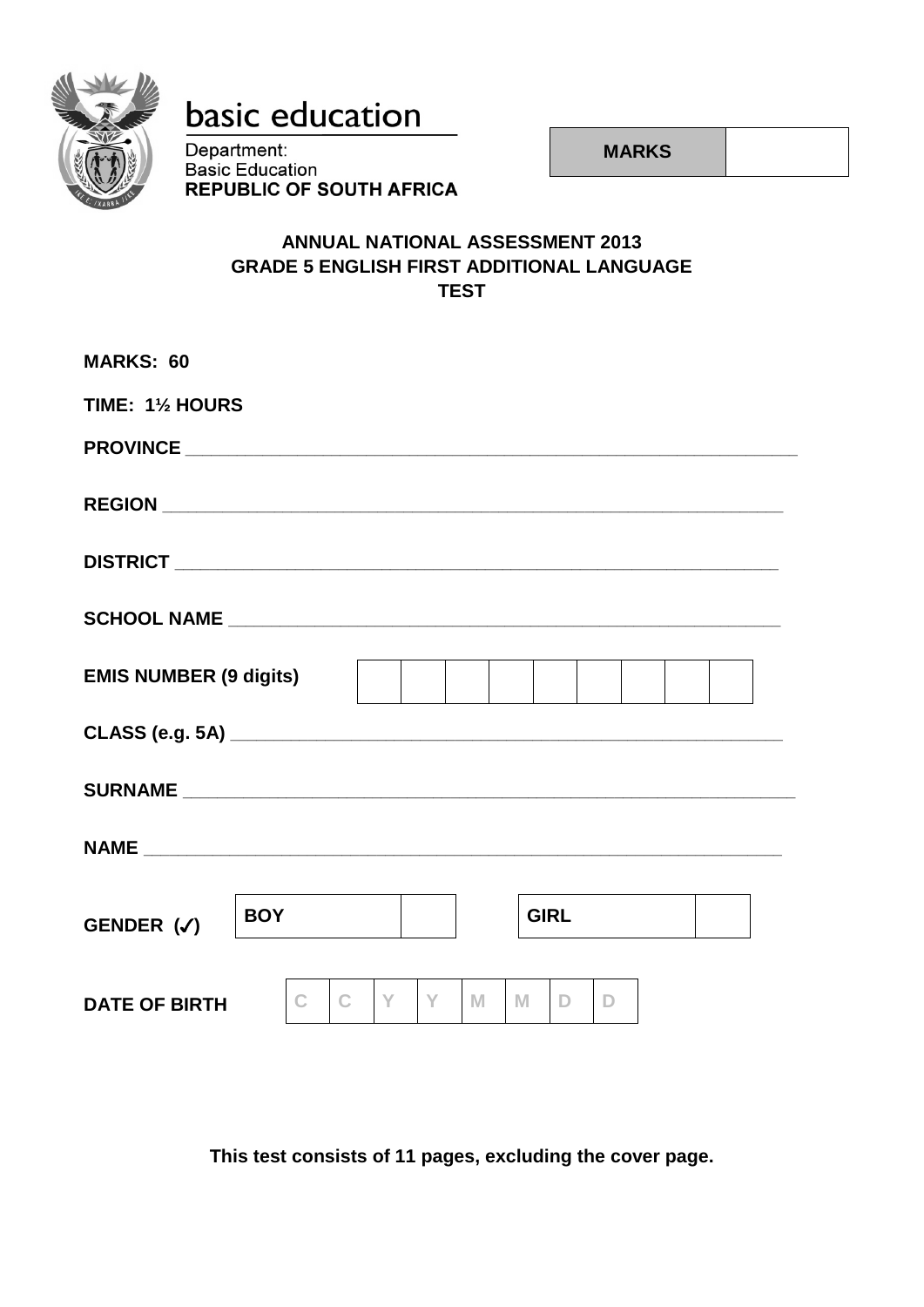basic education

Department:
Basic Education
**REPUBLIC OF SOUTH AFRICA**

| **MARKS** | |
|---|---|

**ANNUAL NATIONAL ASSESSMENT 2013**
**GRADE 5 ENGLISH FIRST ADDITIONAL LANGUAGE**
**TEST**

**MARKS: 60**

**TIME: 1½ HOURS**

**PROVINCE** ____________________________________________

**REGION** ____________________________________________

**DISTRICT** ____________________________________________

**SCHOOL NAME** ____________________________________________

**EMIS NUMBER (9 digits)**

| | | | | | | | | |
|---|---|---|---|---|---|---|---|---|

**CLASS (e.g. 5A)** ____________________________________________

**SURNAME** ____________________________________________

**NAME** ____________________________________________

**GENDER (✓)**

| **BOY** | | | **GIRL** | |
|---|---|---|---|---|

**DATE OF BIRTH**

| C | C | Y | Y | M | M | D | D |
|---|---|---|---|---|---|---|---|

**This test consists of 11 pages, excluding the cover page.**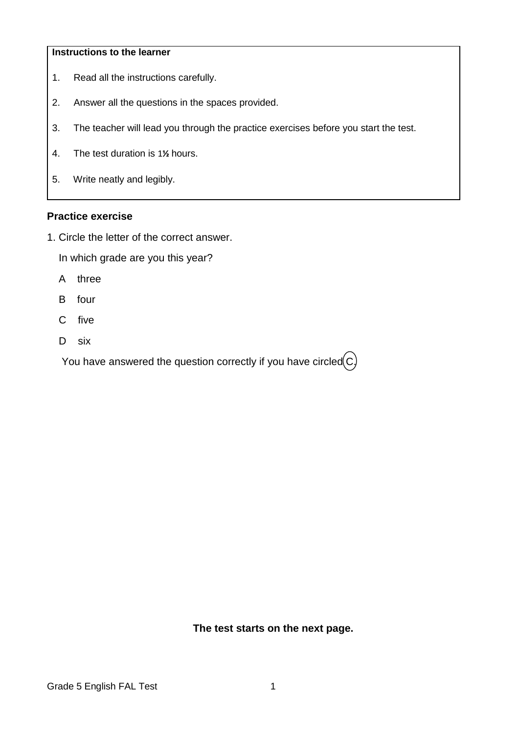**Instructions to the learner**

1. Read all the instructions carefully.
2. Answer all the questions in the spaces provided.
3. The teacher will lead you through the practice exercises before you start the test.
4. The test duration is 1½ hours.
5. Write neatly and legibly.

**Practice exercise**

1. Circle the letter of the correct answer.

   In which grade are you this year?

   A three

   B four

   C five

   D six

   You have answered the question correctly if you have circled (C).

**The test starts on the next page.**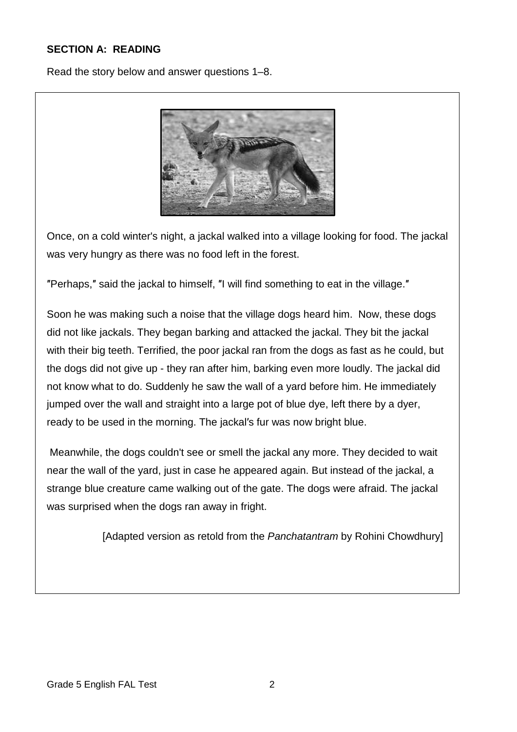**SECTION A: READING**

Read the story below and answer questions 1–8.

Once, on a cold winter's night, a jackal walked into a village looking for food. The jackal was very hungry as there was no food left in the forest.

″Perhaps,″ said the jackal to himself, ″I will find something to eat in the village.″

Soon he was making such a noise that the village dogs heard him. Now, these dogs did not like jackals. They began barking and attacked the jackal. They bit the jackal with their big teeth. Terrified, the poor jackal ran from the dogs as fast as he could, but the dogs did not give up - they ran after him, barking even more loudly. The jackal did not know what to do. Suddenly he saw the wall of a yard before him. He immediately jumped over the wall and straight into a large pot of blue dye, left there by a dyer, ready to be used in the morning. The jackal′s fur was now bright blue.

Meanwhile, the dogs couldn't see or smell the jackal any more. They decided to wait near the wall of the yard, just in case he appeared again. But instead of the jackal, a strange blue creature came walking out of the gate. The dogs were afraid. The jackal was surprised when the dogs ran away in fright.

[Adapted version as retold from the *Panchatantram* by Rohini Chowdhury]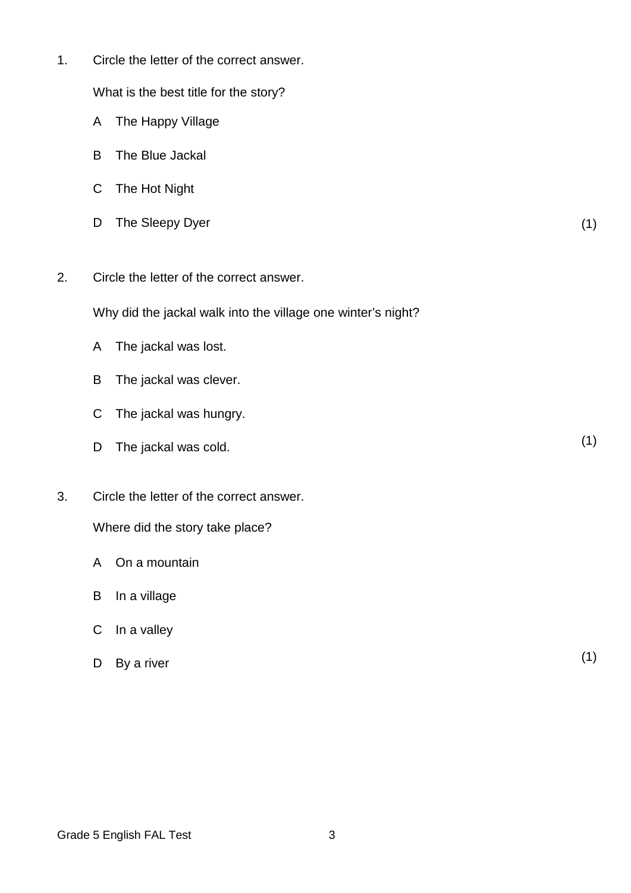1. Circle the letter of the correct answer.

   What is the best title for the story?

   A The Happy Village

   B The Blue Jackal

   C The Hot Night

   D The Sleepy Dyer (1)

2. Circle the letter of the correct answer.

   Why did the jackal walk into the village one winter's night?

   A The jackal was lost.

   B The jackal was clever.

   C The jackal was hungry.

   D The jackal was cold. (1)

3. Circle the letter of the correct answer.

   Where did the story take place?

   A On a mountain

   B In a village

   C In a valley

   D By a river (1)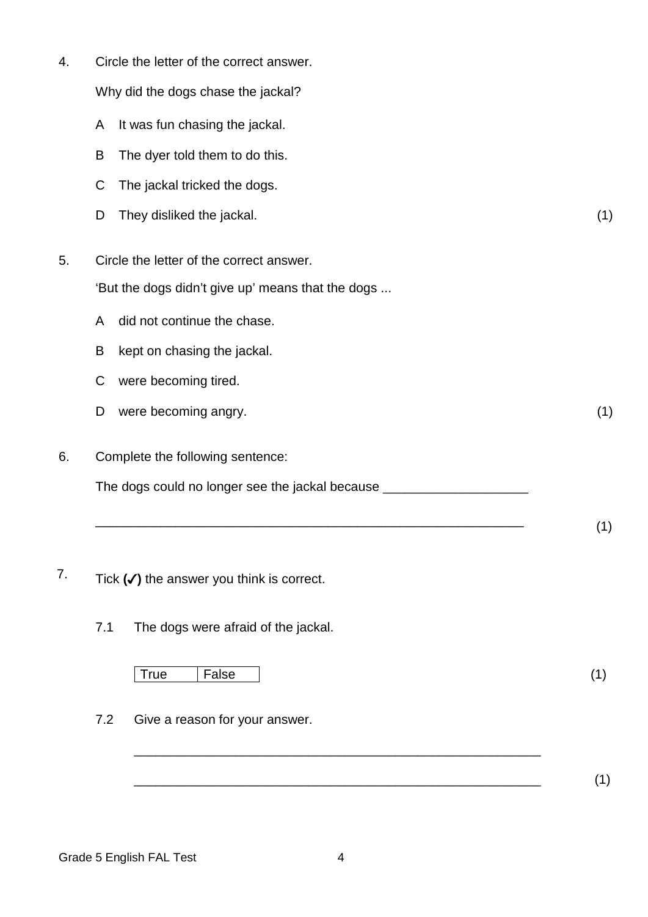4. Circle the letter of the correct answer.

   Why did the dogs chase the jackal?

   A It was fun chasing the jackal.

   B The dyer told them to do this.

   C The jackal tricked the dogs.

   D They disliked the jackal. (1)

5. Circle the letter of the correct answer.

   'But the dogs didn't give up' means that the dogs ...

   A did not continue the chase.

   B kept on chasing the jackal.

   C were becoming tired.

   D were becoming angry. (1)

6. Complete the following sentence:

   The dogs could no longer see the jackal because ____________________

   ____________________________________________________________ (1)

7. Tick **(✓)** the answer you think is correct.

   7.1 The dogs were afraid of the jackal.

   | True | False |
   |---|---|

   (1)

   7.2 Give a reason for your answer.

   ____________________________________________________________

   ____________________________________________________________ (1)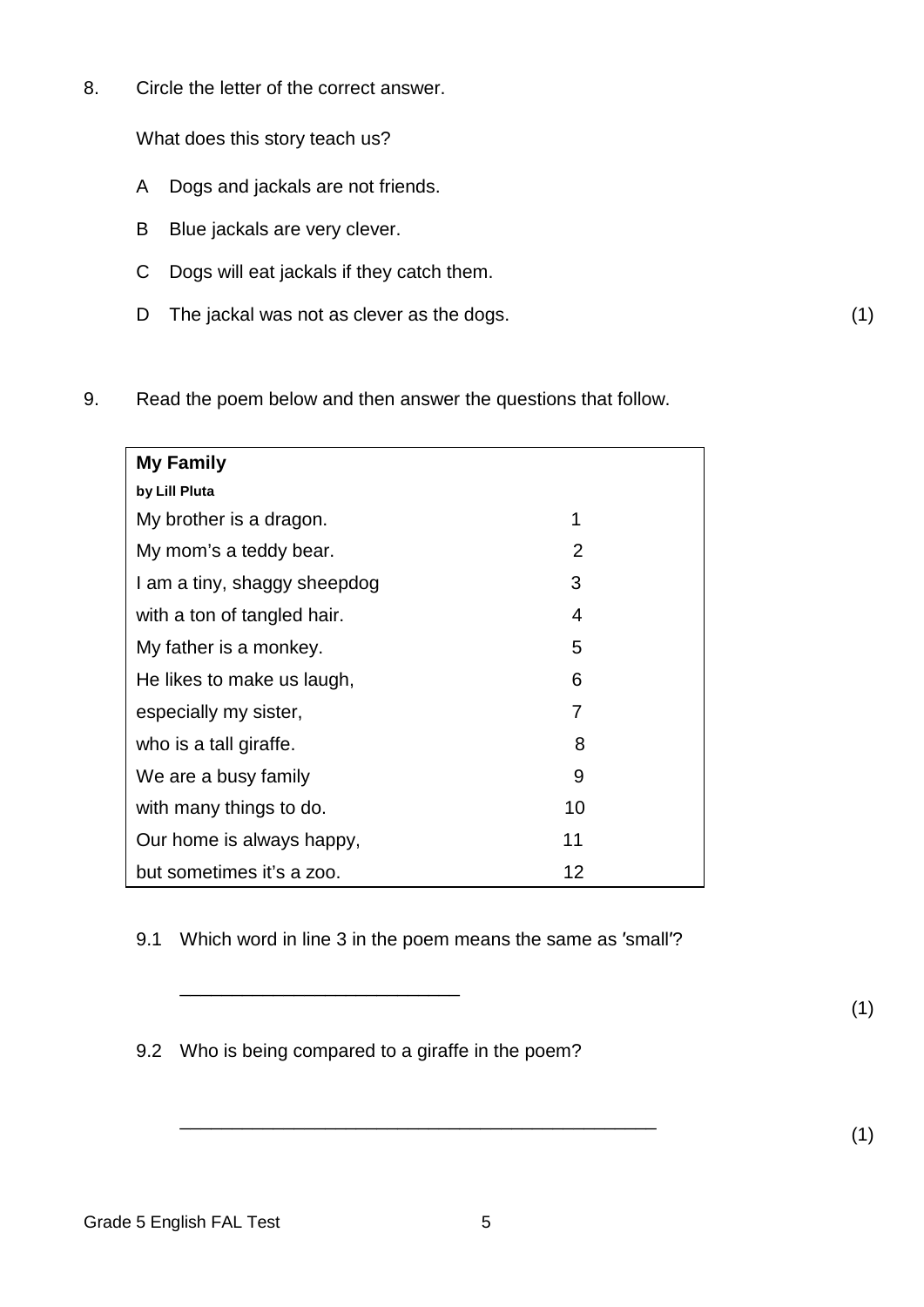8. Circle the letter of the correct answer.

   What does this story teach us?

   A Dogs and jackals are not friends.

   B Blue jackals are very clever.

   C Dogs will eat jackals if they catch them.

   D The jackal was not as clever as the dogs. (1)

9. Read the poem below and then answer the questions that follow.

| **My Family**<br>**by Lill Pluta** | |
|---|---|
| My brother is a dragon. | 1 |
| My mom's a teddy bear. | 2 |
| I am a tiny, shaggy sheepdog | 3 |
| with a ton of tangled hair. | 4 |
| My father is a monkey. | 5 |
| He likes to make us laugh, | 6 |
| especially my sister, | 7 |
| who is a tall giraffe. | 8 |
| We are a busy family | 9 |
| with many things to do. | 10 |
| Our home is always happy, | 11 |
| but sometimes it's a zoo. | 12 |

9.1 Which word in line 3 in the poem means the same as ′small′?

__________________________ (1)

9.2 Who is being compared to a giraffe in the poem?

_____________________________________________ (1)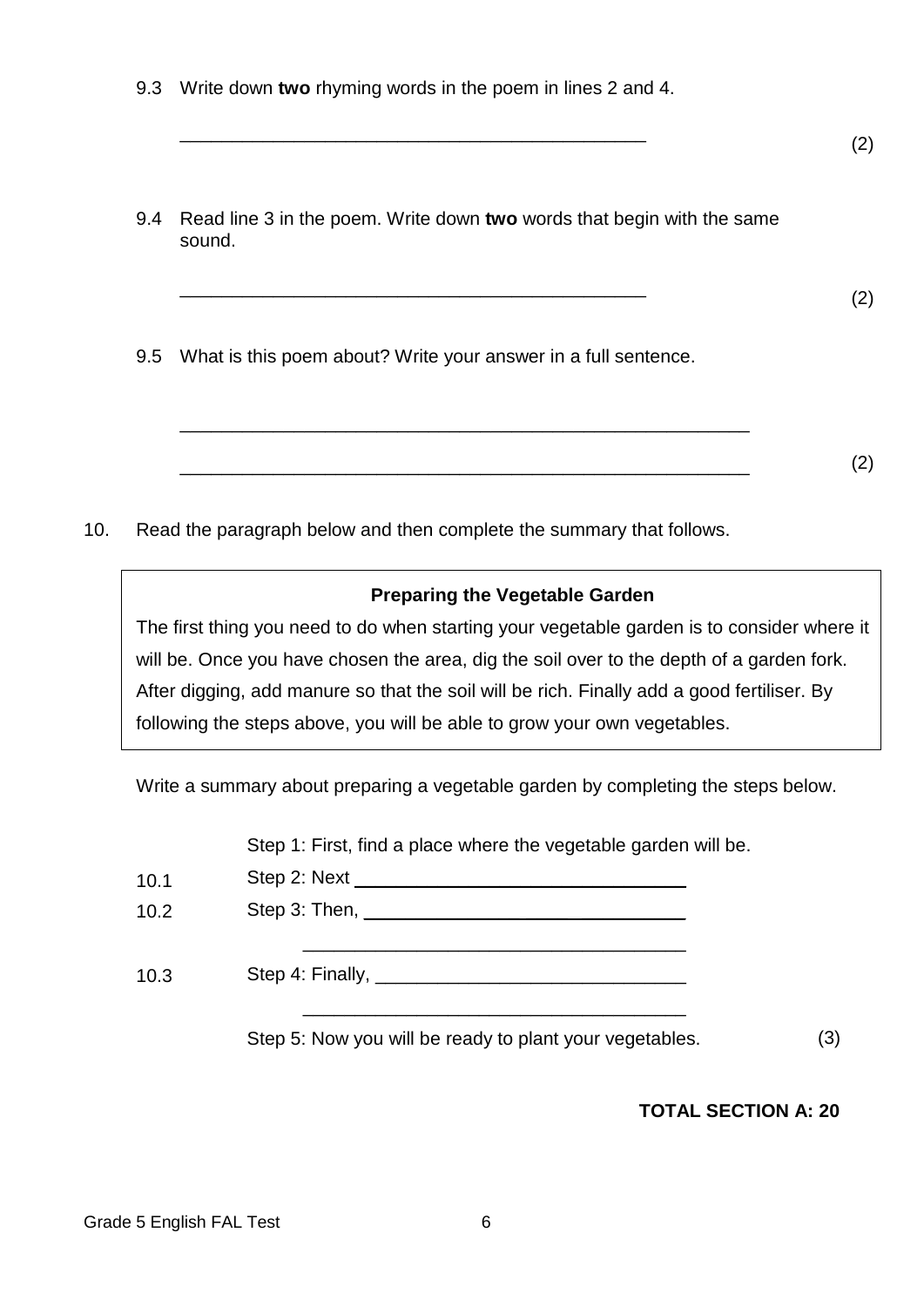9.3 Write down **two** rhyming words in the poem in lines 2 and 4.

_____________________________________________ (2)

9.4 Read line 3 in the poem. Write down **two** words that begin with the same sound.

_____________________________________________ (2)

9.5 What is this poem about? Write your answer in a full sentence.

_______________________________________________________

_______________________________________________________ (2)

10. Read the paragraph below and then complete the summary that follows.

> **Preparing the Vegetable Garden**
>
> The first thing you need to do when starting your vegetable garden is to consider where it will be. Once you have chosen the area, dig the soil over to the depth of a garden fork. After digging, add manure so that the soil will be rich. Finally add a good fertiliser. By following the steps above, you will be able to grow your own vegetables.

Write a summary about preparing a vegetable garden by completing the steps below.

Step 1: First, find a place where the vegetable garden will be.

10.1 Step 2: Next ________________________________

10.2 Step 3: Then, ________________________________

_____________________________________

10.3 Step 4: Finally, ______________________________

_____________________________________

Step 5: Now you will be ready to plant your vegetables. (3)

**TOTAL SECTION A: 20**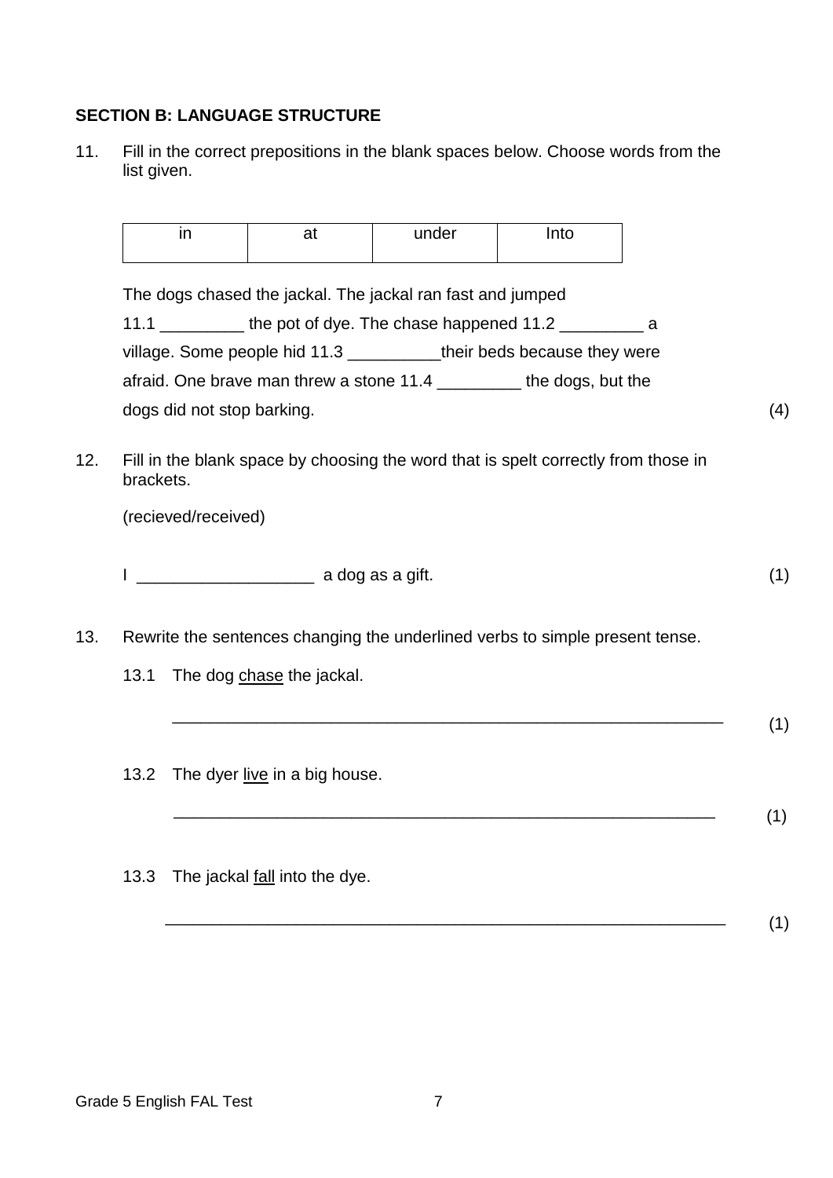**SECTION B: LANGUAGE STRUCTURE**

11. Fill in the correct prepositions in the blank spaces below. Choose words from the list given.

| in | at | under | Into |
|---|---|---|---|

The dogs chased the jackal. The jackal ran fast and jumped 11.1 _________ the pot of dye. The chase happened 11.2 _________ a village. Some people hid 11.3 __________their beds because they were afraid. One brave man threw a stone 11.4 _________ the dogs, but the dogs did not stop barking. (4)

12. Fill in the blank space by choosing the word that is spelt correctly from those in brackets.

(recieved/received)

I ___________________ a dog as a gift. (1)

13. Rewrite the sentences changing the underlined verbs to simple present tense.

13.1 The dog <u>chase</u> the jackal.

_____________________________________________________________ (1)

13.2 The dyer <u>live</u> in a big house.

_____________________________________________________________ (1)

13.3 The jackal <u>fall</u> into the dye.

_____________________________________________________________ (1)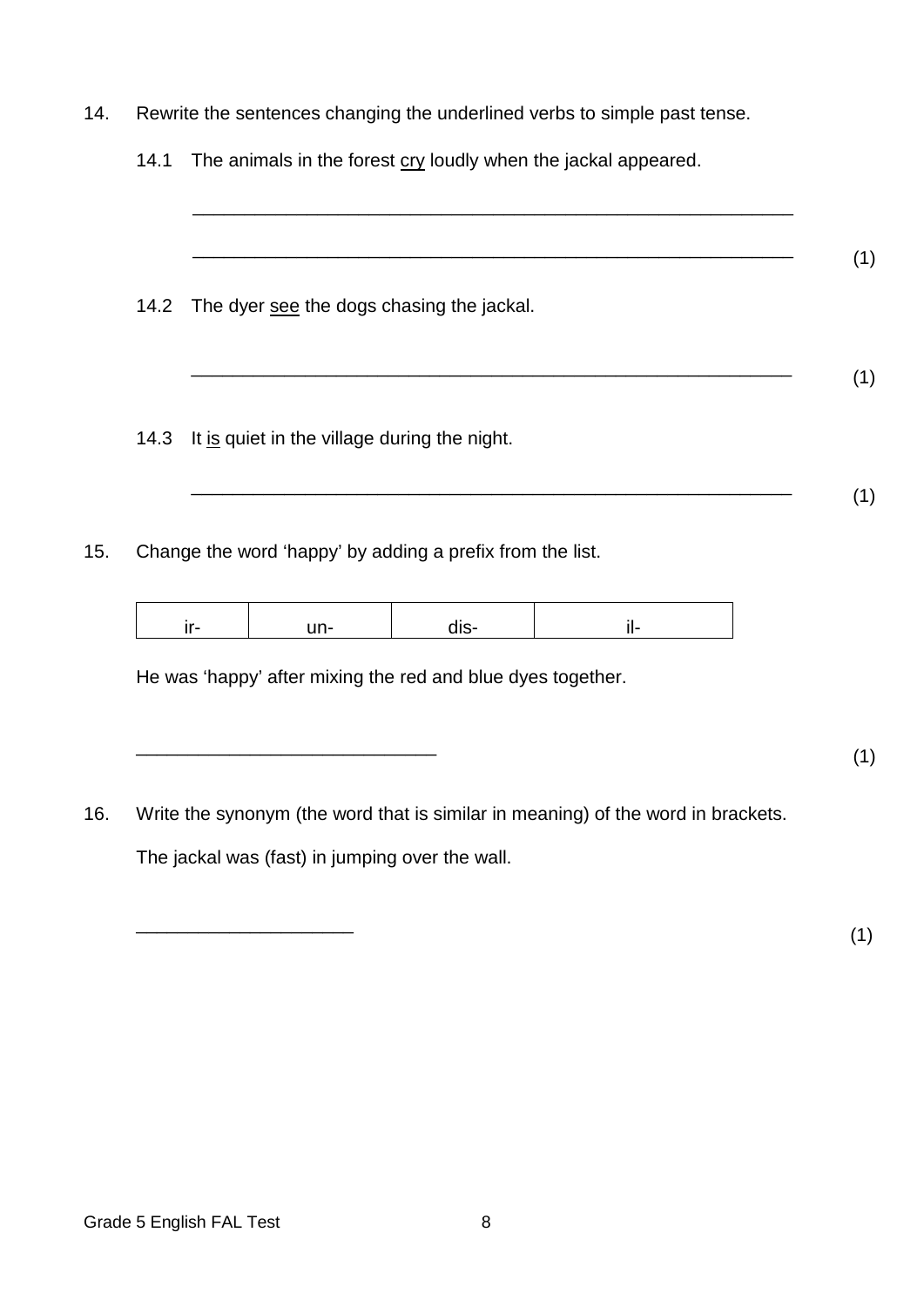14. Rewrite the sentences changing the underlined verbs to simple past tense.

    14.1 The animals in the forest <u>cry</u> loudly when the jackal appeared.

    ___________________________________________________________

    ___________________________________________________________ (1)

    14.2 The dyer <u>see</u> the dogs chasing the jackal.

    ___________________________________________________________ (1)

    14.3 It <u>is</u> quiet in the village during the night.

    ___________________________________________________________ (1)

15. Change the word 'happy' by adding a prefix from the list.

| ir- | un- | dis- | il- |
|---|---|---|---|

He was 'happy' after mixing the red and blue dyes together.

____________________________ (1)

16. Write the synonym (the word that is similar in meaning) of the word in brackets.

    The jackal was (fast) in jumping over the wall.

    ____________________ (1)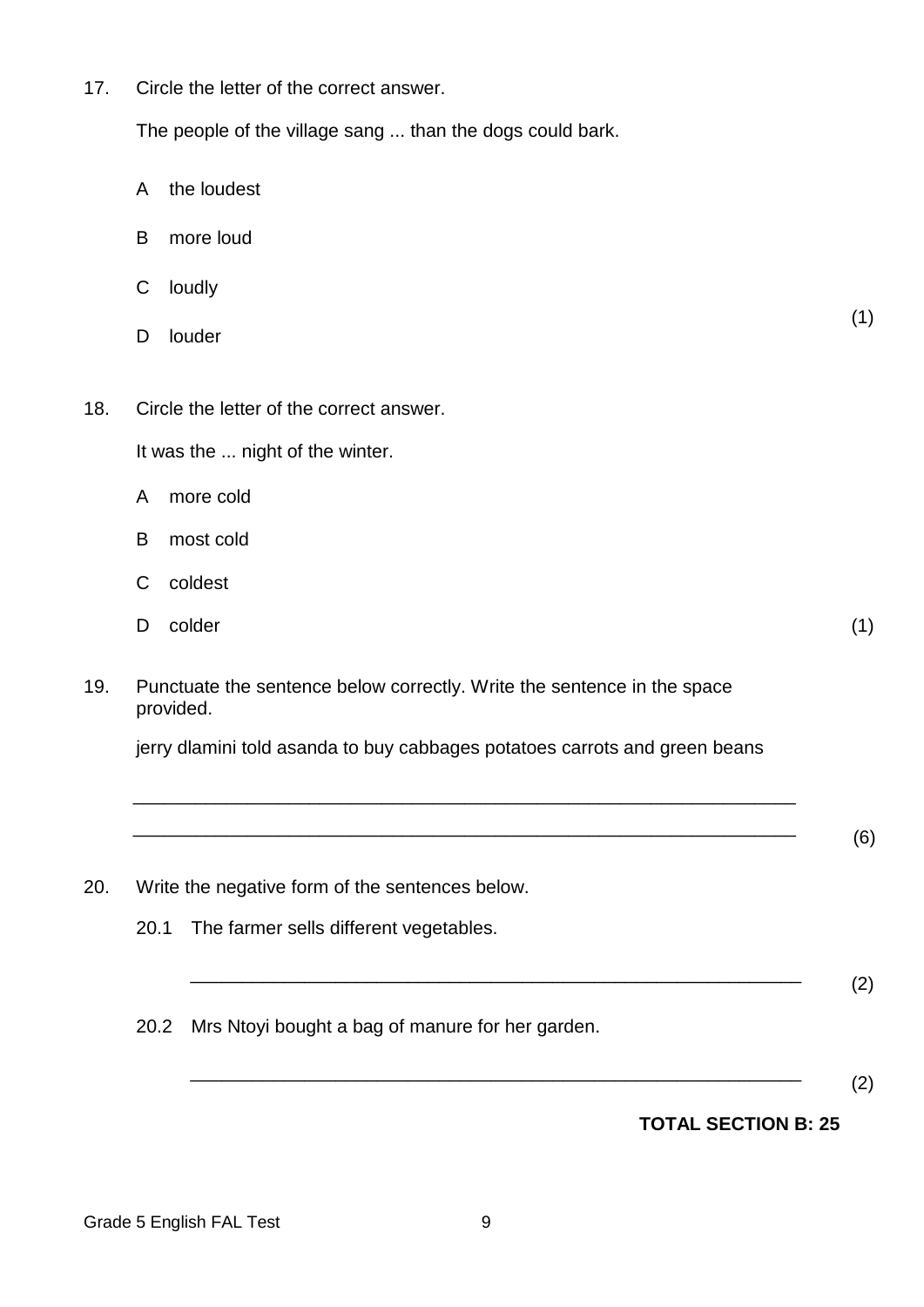17. Circle the letter of the correct answer.

    The people of the village sang ... than the dogs could bark.

    A the loudest

    B more loud

    C loudly

    D louder

    (1)

18. Circle the letter of the correct answer.

    It was the ... night of the winter.

    A more cold

    B most cold

    C coldest

    D colder

    (1)

19. Punctuate the sentence below correctly. Write the sentence in the space provided.

    jerry dlamini told asanda to buy cabbages potatoes carrots and green beans

    ______________________________________________________________

    ______________________________________________________________ (6)

20. Write the negative form of the sentences below.

    20.1 The farmer sells different vegetables.

    ______________________________________________________________ (2)

    20.2 Mrs Ntoyi bought a bag of manure for her garden.

    ______________________________________________________________ (2)

**TOTAL SECTION B: 25**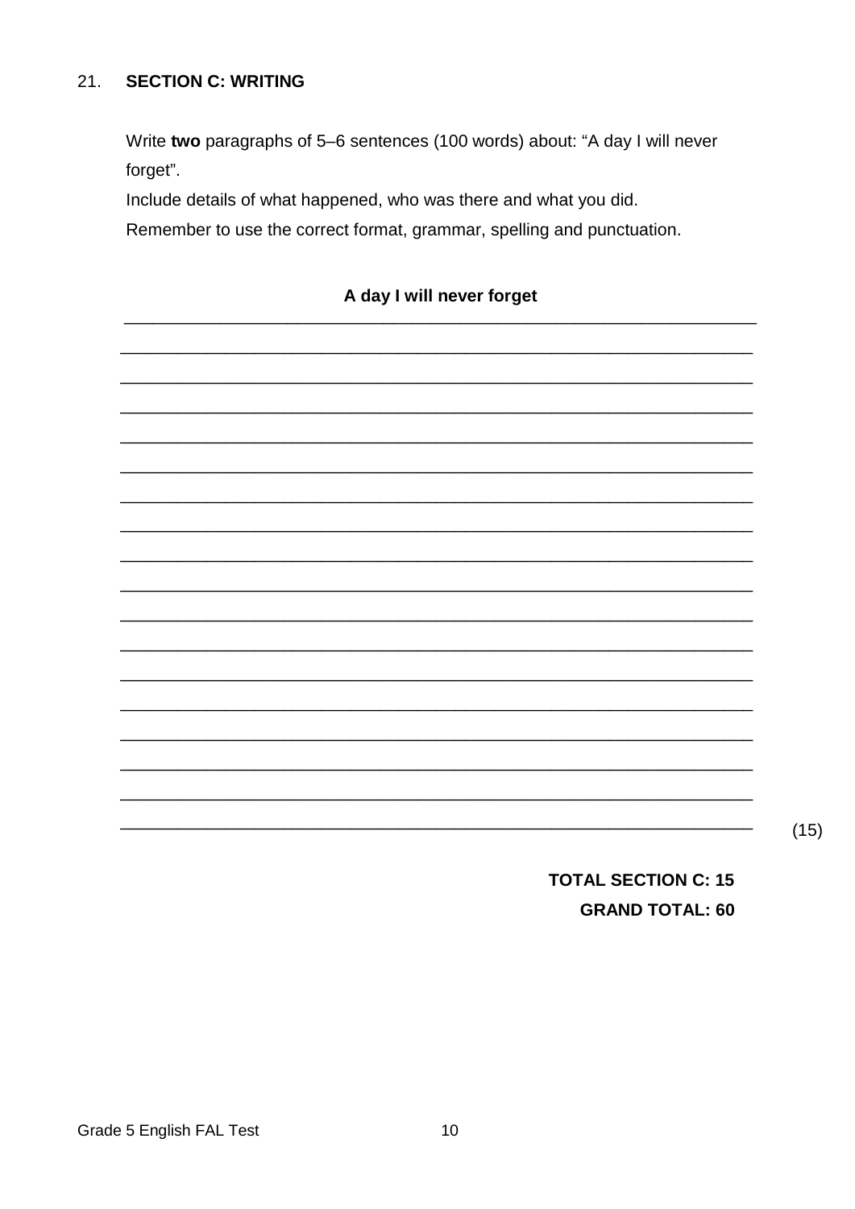21. **SECTION C: WRITING**

Write **two** paragraphs of 5–6 sentences (100 words) about: “A day I will never forget”.

Include details of what happened, who was there and what you did.

Remember to use the correct format, grammar, spelling and punctuation.

**A day I will never forget**

______________________________________________________________________

______________________________________________________________________

______________________________________________________________________

______________________________________________________________________

______________________________________________________________________

______________________________________________________________________

______________________________________________________________________

______________________________________________________________________

______________________________________________________________________

______________________________________________________________________

______________________________________________________________________

______________________________________________________________________

______________________________________________________________________

______________________________________________________________________

______________________________________________________________________

______________________________________________________________________

______________________________________________________________________

______________________________________________________________________ (15)

**TOTAL SECTION C: 15**

**GRAND TOTAL: 60**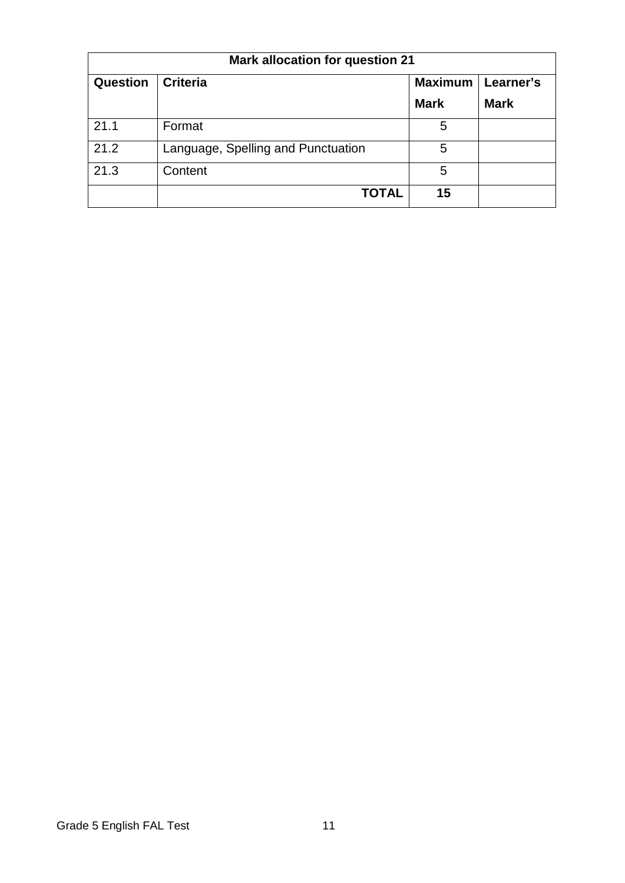| Mark allocation for question 21 | | | |
|---|---|---|---|
| **Question** | **Criteria** | **Maximum Mark** | **Learner's Mark** |
| 21.1 | Format | 5 | |
| 21.2 | Language, Spelling and Punctuation | 5 | |
| 21.3 | Content | 5 | |
| | **TOTAL** | **15** | |